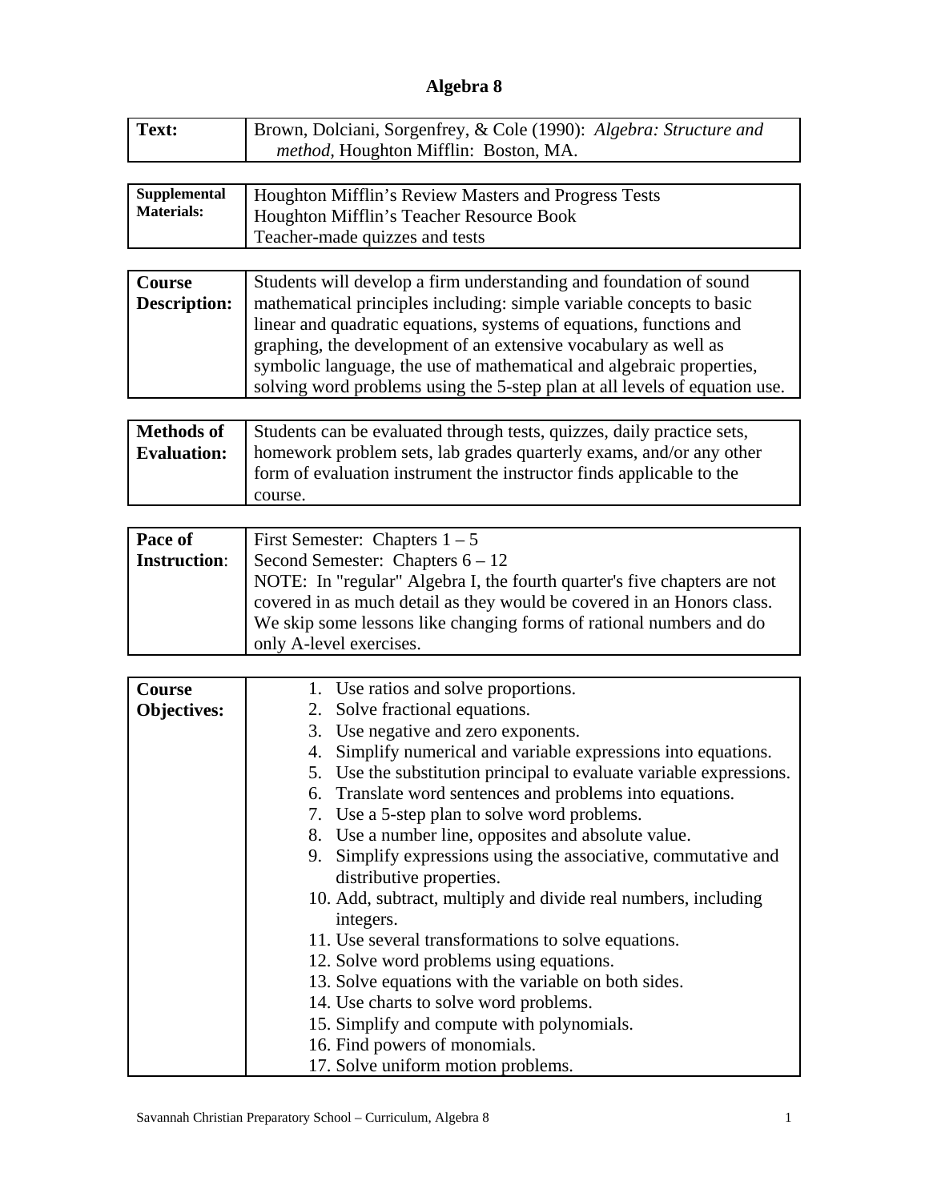# Algebra 8

| | |
|---|---|
| **Text:** | Brown, Dolciani, Sorgenfrey, & Cole (1990): *Algebra: Structure and method*, Houghton Mifflin: Boston, MA. |

| | |
|---|---|
| **Supplemental Materials:** | Houghton Mifflin's Review Masters and Progress Tests<br>Houghton Mifflin's Teacher Resource Book<br>Teacher-made quizzes and tests |

| | |
|---|---|
| **Course Description:** | Students will develop a firm understanding and foundation of sound mathematical principles including: simple variable concepts to basic linear and quadratic equations, systems of equations, functions and graphing, the development of an extensive vocabulary as well as symbolic language, the use of mathematical and algebraic properties, solving word problems using the 5-step plan at all levels of equation use. |

| | |
|---|---|
| **Methods of Evaluation:** | Students can be evaluated through tests, quizzes, daily practice sets, homework problem sets, lab grades quarterly exams, and/or any other form of evaluation instrument the instructor finds applicable to the course. |

| | |
|---|---|
| **Pace of Instruction**: | First Semester: Chapters 1 – 5<br>Second Semester: Chapters 6 – 12<br>NOTE: In "regular" Algebra I, the fourth quarter's five chapters are not covered in as much detail as they would be covered in an Honors class. We skip some lessons like changing forms of rational numbers and do only A-level exercises. |

| | |
|---|---|
| **Course Objectives:** | 1. Use ratios and solve proportions.<br>2. Solve fractional equations.<br>3. Use negative and zero exponents.<br>4. Simplify numerical and variable expressions into equations.<br>5. Use the substitution principal to evaluate variable expressions.<br>6. Translate word sentences and problems into equations.<br>7. Use a 5-step plan to solve word problems.<br>8. Use a number line, opposites and absolute value.<br>9. Simplify expressions using the associative, commutative and distributive properties.<br>10. Add, subtract, multiply and divide real numbers, including integers.<br>11. Use several transformations to solve equations.<br>12. Solve word problems using equations.<br>13. Solve equations with the variable on both sides.<br>14. Use charts to solve word problems.<br>15. Simplify and compute with polynomials.<br>16. Find powers of monomials.<br>17. Solve uniform motion problems. |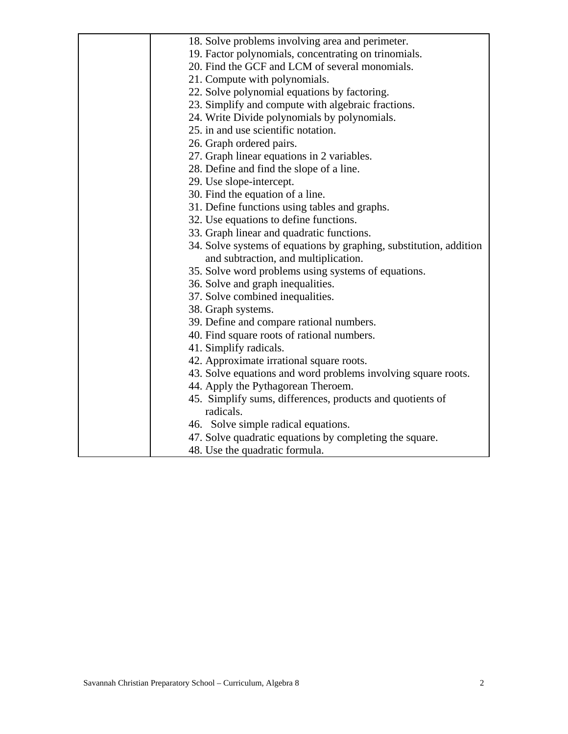| | |
|---|---|
| | 18. Solve problems involving area and perimeter.<br>19. Factor polynomials, concentrating on trinomials.<br>20. Find the GCF and LCM of several monomials.<br>21. Compute with polynomials.<br>22. Solve polynomial equations by factoring.<br>23. Simplify and compute with algebraic fractions.<br>24. Write Divide polynomials by polynomials.<br>25. in and use scientific notation.<br>26. Graph ordered pairs.<br>27. Graph linear equations in 2 variables.<br>28. Define and find the slope of a line.<br>29. Use slope-intercept.<br>30. Find the equation of a line.<br>31. Define functions using tables and graphs.<br>32. Use equations to define functions.<br>33. Graph linear and quadratic functions.<br>34. Solve systems of equations by graphing, substitution, addition and subtraction, and multiplication.<br>35. Solve word problems using systems of equations.<br>36. Solve and graph inequalities.<br>37. Solve combined inequalities.<br>38. Graph systems.<br>39. Define and compare rational numbers.<br>40. Find square roots of rational numbers.<br>41. Simplify radicals.<br>42. Approximate irrational square roots.<br>43. Solve equations and word problems involving square roots.<br>44. Apply the Pythagorean Theroem.<br>45. Simplify sums, differences, products and quotients of radicals.<br>46. Solve simple radical equations.<br>47. Solve quadratic equations by completing the square.<br>48. Use the quadratic formula. |